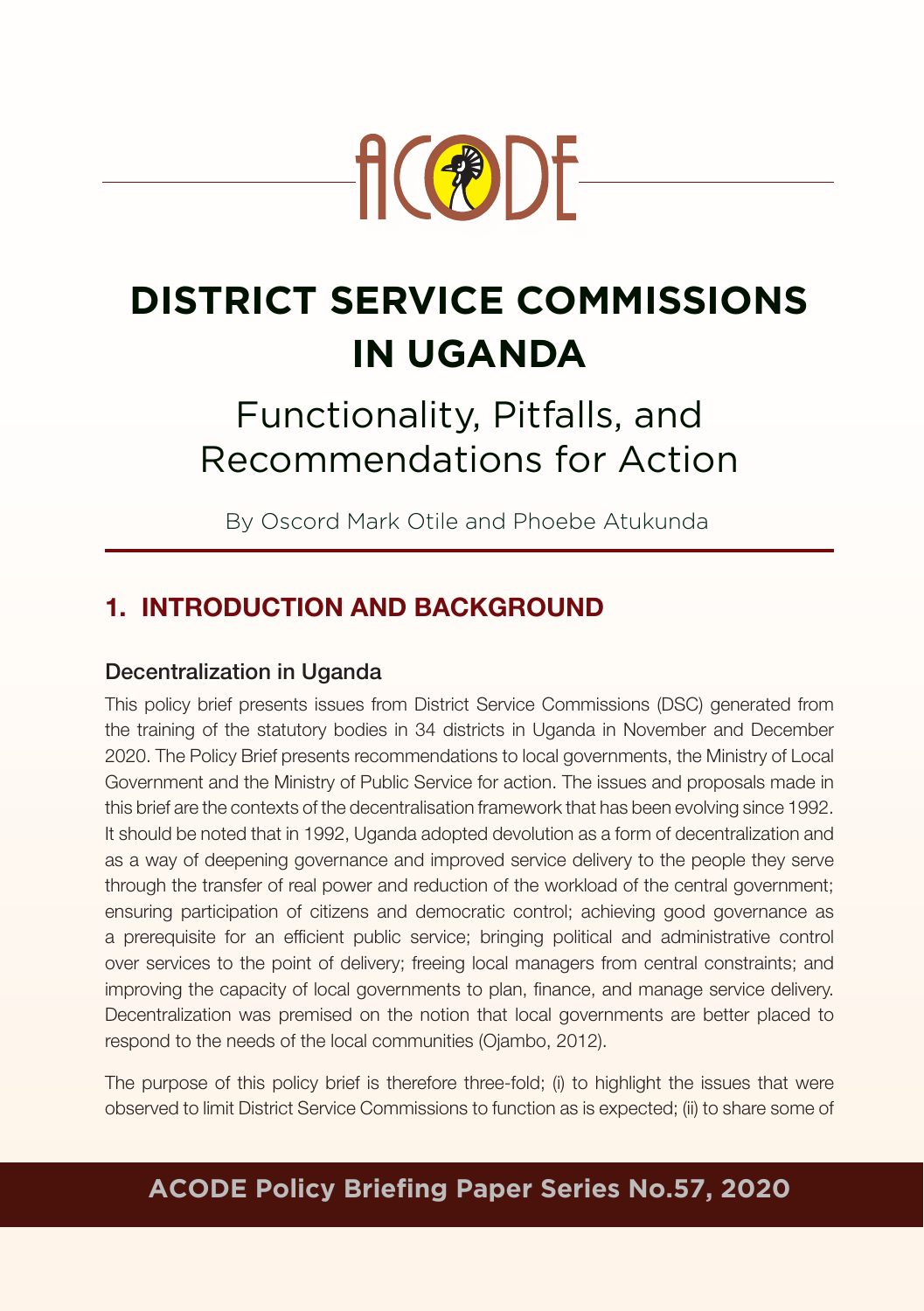ACODE

# DISTRICT SERVICE COMMISSIONS IN UGANDA

## Functionality, Pitfalls, and Recommendations for Action

By Oscord Mark Otile and Phoebe Atukunda

## 1. INTRODUCTION AND BACKGROUND

### Decentralization in Uganda

This policy brief presents issues from District Service Commissions (DSC) generated from the training of the statutory bodies in 34 districts in Uganda in November and December 2020. The Policy Brief presents recommendations to local governments, the Ministry of Local Government and the Ministry of Public Service for action. The issues and proposals made in this brief are the contexts of the decentralisation framework that has been evolving since 1992. It should be noted that in 1992, Uganda adopted devolution as a form of decentralization and as a way of deepening governance and improved service delivery to the people they serve through the transfer of real power and reduction of the workload of the central government; ensuring participation of citizens and democratic control; achieving good governance as a prerequisite for an efficient public service; bringing political and administrative control over services to the point of delivery; freeing local managers from central constraints; and improving the capacity of local governments to plan, finance, and manage service delivery. Decentralization was premised on the notion that local governments are better placed to respond to the needs of the local communities (Ojambo, 2012).

The purpose of this policy brief is therefore three-fold; (i) to highlight the issues that were observed to limit District Service Commissions to function as is expected; (ii) to share some of

**ACODE Policy Briefing Paper Series No.57, 2020**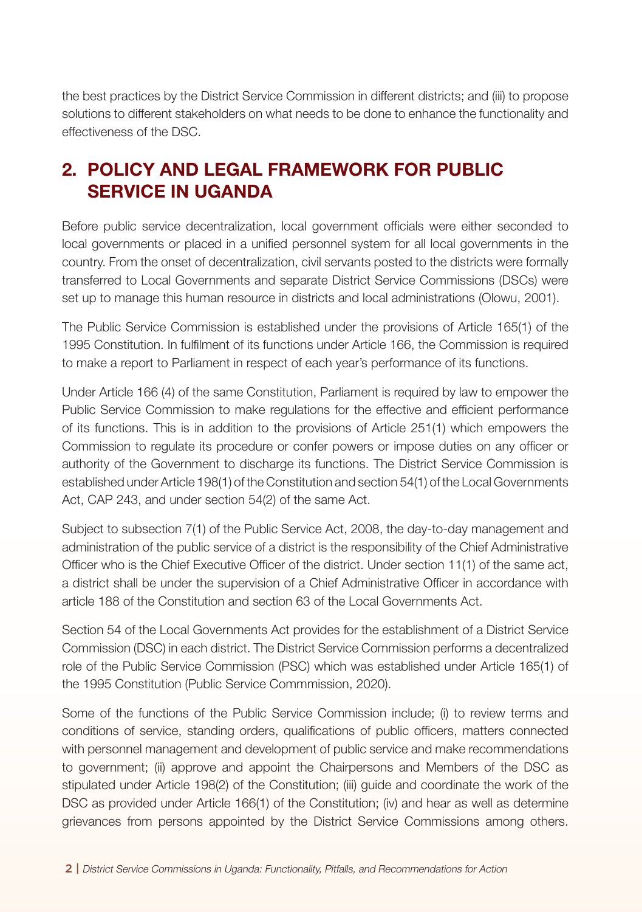the best practices by the District Service Commission in different districts; and (iii) to propose solutions to different stakeholders on what needs to be done to enhance the functionality and effectiveness of the DSC.

## 2. POLICY AND LEGAL FRAMEWORK FOR PUBLIC SERVICE IN UGANDA

Before public service decentralization, local government officials were either seconded to local governments or placed in a unified personnel system for all local governments in the country. From the onset of decentralization, civil servants posted to the districts were formally transferred to Local Governments and separate District Service Commissions (DSCs) were set up to manage this human resource in districts and local administrations (Olowu, 2001).

The Public Service Commission is established under the provisions of Article 165(1) of the 1995 Constitution. In fulfilment of its functions under Article 166, the Commission is required to make a report to Parliament in respect of each year's performance of its functions.

Under Article 166 (4) of the same Constitution, Parliament is required by law to empower the Public Service Commission to make regulations for the effective and efficient performance of its functions. This is in addition to the provisions of Article 251(1) which empowers the Commission to regulate its procedure or confer powers or impose duties on any officer or authority of the Government to discharge its functions. The District Service Commission is established under Article 198(1) of the Constitution and section 54(1) of the Local Governments Act, CAP 243, and under section 54(2) of the same Act.

Subject to subsection 7(1) of the Public Service Act, 2008, the day-to-day management and administration of the public service of a district is the responsibility of the Chief Administrative Officer who is the Chief Executive Officer of the district. Under section 11(1) of the same act, a district shall be under the supervision of a Chief Administrative Officer in accordance with article 188 of the Constitution and section 63 of the Local Governments Act.

Section 54 of the Local Governments Act provides for the establishment of a District Service Commission (DSC) in each district. The District Service Commission performs a decentralized role of the Public Service Commission (PSC) which was established under Article 165(1) of the 1995 Constitution (Public Service Commmission, 2020).

Some of the functions of the Public Service Commission include; (i) to review terms and conditions of service, standing orders, qualifications of public officers, matters connected with personnel management and development of public service and make recommendations to government; (ii) approve and appoint the Chairpersons and Members of the DSC as stipulated under Article 198(2) of the Constitution; (iii) guide and coordinate the work of the DSC as provided under Article 166(1) of the Constitution; (iv) and hear as well as determine grievances from persons appointed by the District Service Commissions among others.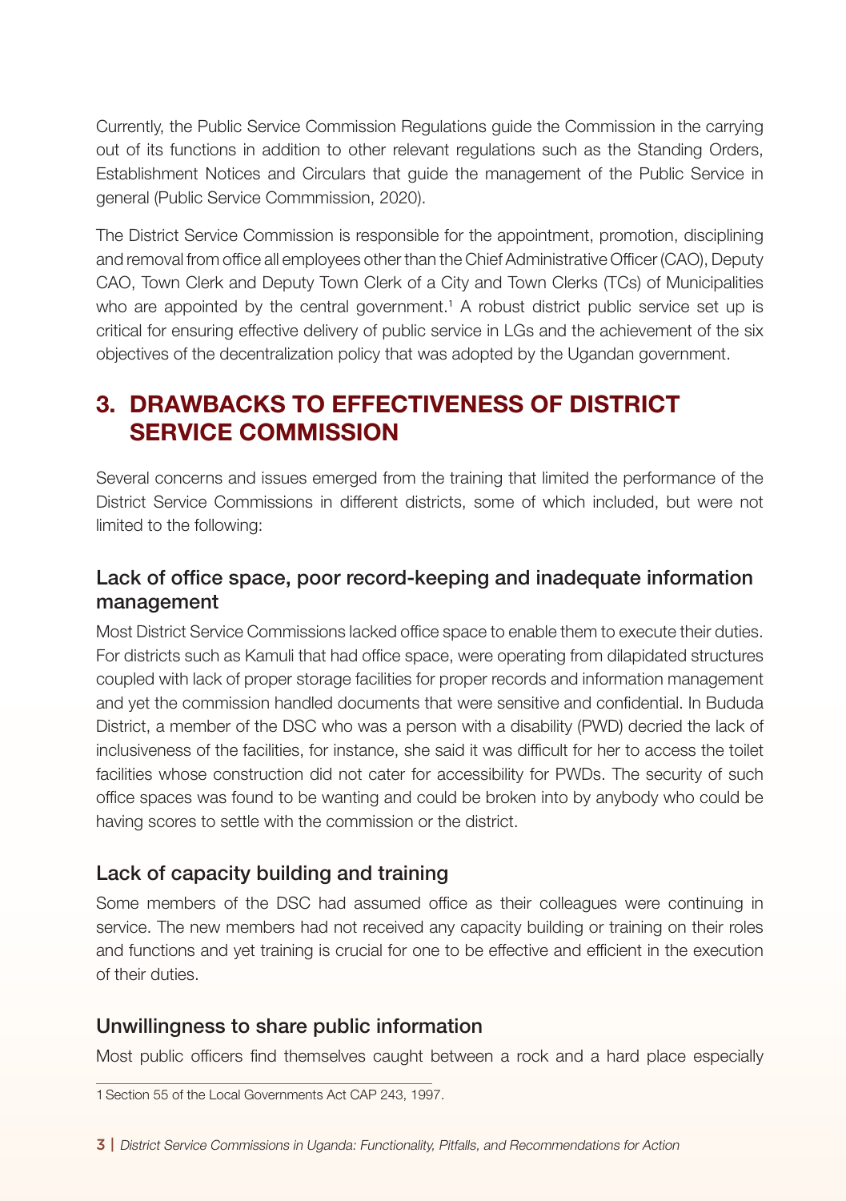Currently, the Public Service Commission Regulations guide the Commission in the carrying out of its functions in addition to other relevant regulations such as the Standing Orders, Establishment Notices and Circulars that guide the management of the Public Service in general (Public Service Commmission, 2020).

The District Service Commission is responsible for the appointment, promotion, disciplining and removal from office all employees other than the Chief Administrative Officer (CAO), Deputy CAO, Town Clerk and Deputy Town Clerk of a City and Town Clerks (TCs) of Municipalities who are appointed by the central government.[1] A robust district public service set up is critical for ensuring effective delivery of public service in LGs and the achievement of the six objectives of the decentralization policy that was adopted by the Ugandan government.

## 3. DRAWBACKS TO EFFECTIVENESS OF DISTRICT SERVICE COMMISSION

Several concerns and issues emerged from the training that limited the performance of the District Service Commissions in different districts, some of which included, but were not limited to the following:

### Lack of office space, poor record-keeping and inadequate information management

Most District Service Commissions lacked office space to enable them to execute their duties. For districts such as Kamuli that had office space, were operating from dilapidated structures coupled with lack of proper storage facilities for proper records and information management and yet the commission handled documents that were sensitive and confidential. In Bududa District, a member of the DSC who was a person with a disability (PWD) decried the lack of inclusiveness of the facilities, for instance, she said it was difficult for her to access the toilet facilities whose construction did not cater for accessibility for PWDs. The security of such office spaces was found to be wanting and could be broken into by anybody who could be having scores to settle with the commission or the district.

### Lack of capacity building and training

Some members of the DSC had assumed office as their colleagues were continuing in service. The new members had not received any capacity building or training on their roles and functions and yet training is crucial for one to be effective and efficient in the execution of their duties.

### Unwillingness to share public information

Most public officers find themselves caught between a rock and a hard place especially

[1] Section 55 of the Local Governments Act CAP 243, 1997.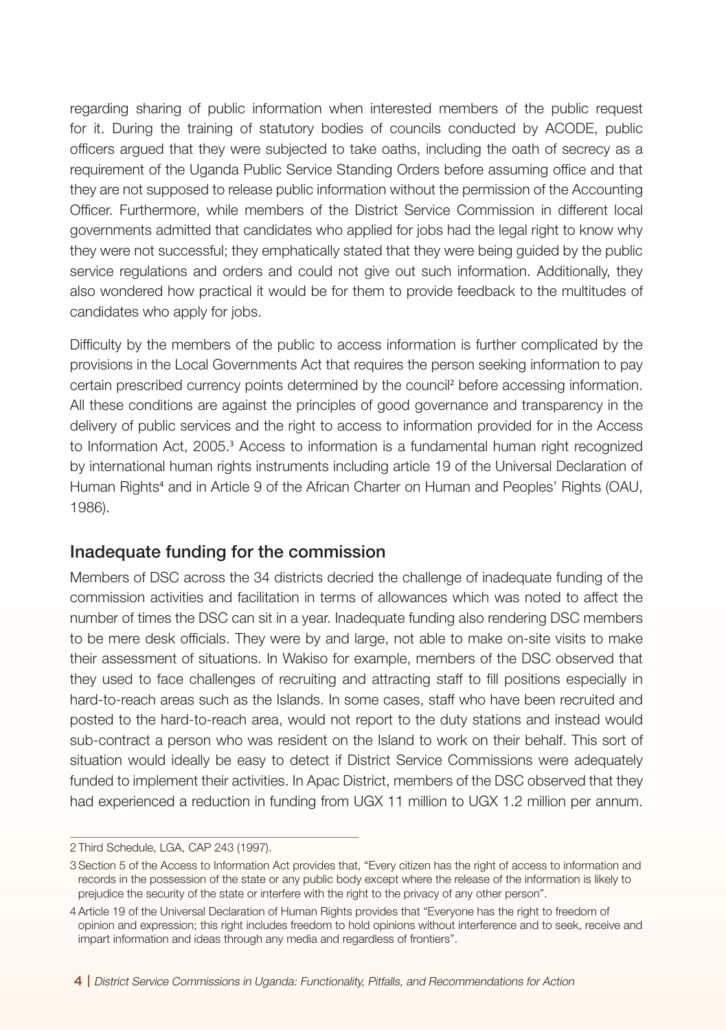regarding sharing of public information when interested members of the public request for it. During the training of statutory bodies of councils conducted by ACODE, public officers argued that they were subjected to take oaths, including the oath of secrecy as a requirement of the Uganda Public Service Standing Orders before assuming office and that they are not supposed to release public information without the permission of the Accounting Officer. Furthermore, while members of the District Service Commission in different local governments admitted that candidates who applied for jobs had the legal right to know why they were not successful; they emphatically stated that they were being guided by the public service regulations and orders and could not give out such information. Additionally, they also wondered how practical it would be for them to provide feedback to the multitudes of candidates who apply for jobs.

Difficulty by the members of the public to access information is further complicated by the provisions in the Local Governments Act that requires the person seeking information to pay certain prescribed currency points determined by the council[2] before accessing information. All these conditions are against the principles of good governance and transparency in the delivery of public services and the right to access to information provided for in the Access to Information Act, 2005.[3] Access to information is a fundamental human right recognized by international human rights instruments including article 19 of the Universal Declaration of Human Rights[4] and in Article 9 of the African Charter on Human and Peoples' Rights (OAU, 1986).

## Inadequate funding for the commission

Members of DSC across the 34 districts decried the challenge of inadequate funding of the commission activities and facilitation in terms of allowances which was noted to affect the number of times the DSC can sit in a year. Inadequate funding also rendering DSC members to be mere desk officials. They were by and large, not able to make on-site visits to make their assessment of situations. In Wakiso for example, members of the DSC observed that they used to face challenges of recruiting and attracting staff to fill positions especially in hard-to-reach areas such as the Islands. In some cases, staff who have been recruited and posted to the hard-to-reach area, would not report to the duty stations and instead would sub-contract a person who was resident on the Island to work on their behalf. This sort of situation would ideally be easy to detect if District Service Commissions were adequately funded to implement their activities. In Apac District, members of the DSC observed that they had experienced a reduction in funding from UGX 11 million to UGX 1.2 million per annum.

---

2 Third Schedule, LGA, CAP 243 (1997).

3 Section 5 of the Access to Information Act provides that, "Every citizen has the right of access to information and records in the possession of the state or any public body except where the release of the information is likely to prejudice the security of the state or interfere with the right to the privacy of any other person".

4 Article 19 of the Universal Declaration of Human Rights provides that "Everyone has the right to freedom of opinion and expression; this right includes freedom to hold opinions without interference and to seek, receive and impart information and ideas through any media and regardless of frontiers".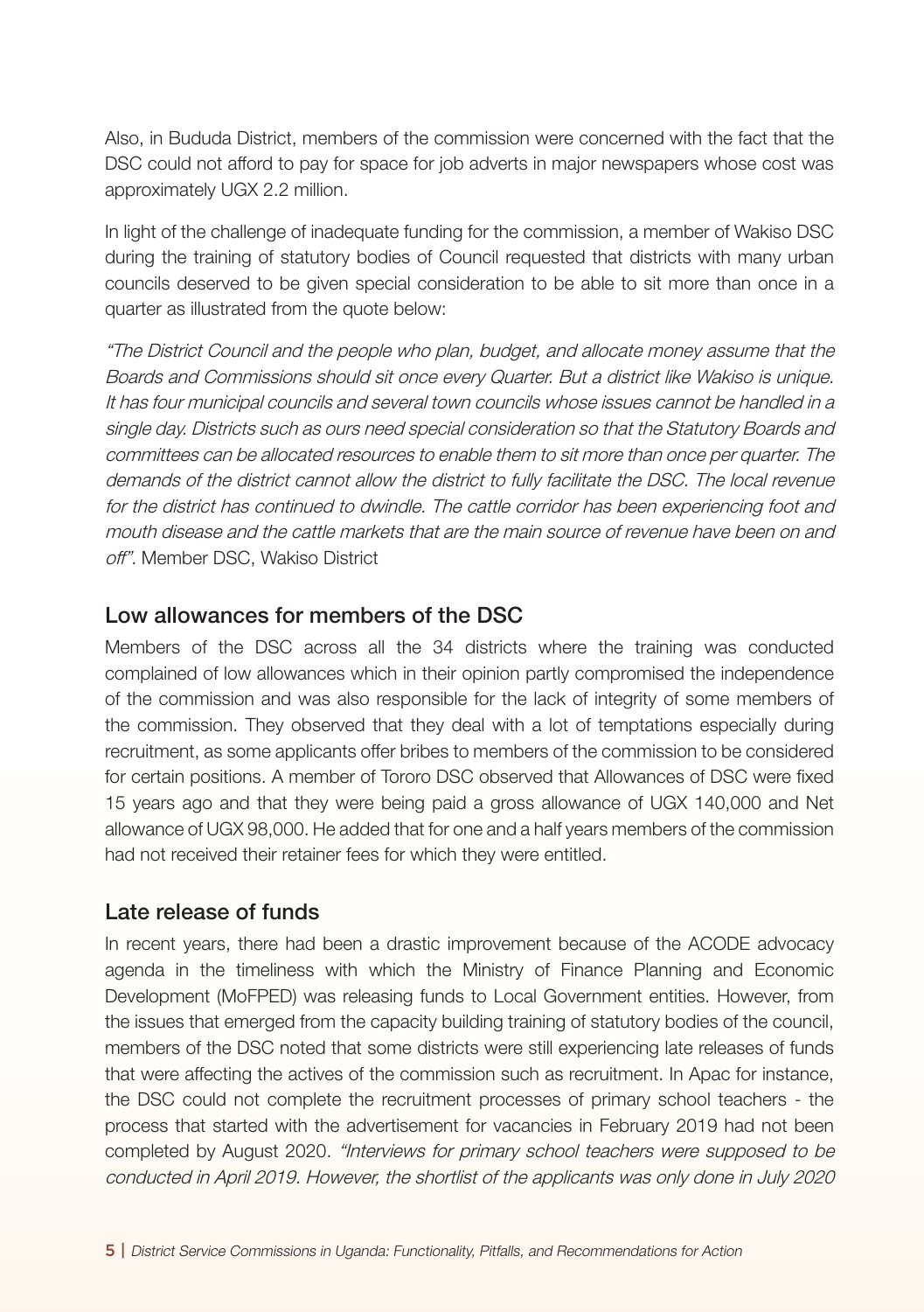Also, in Bududa District, members of the commission were concerned with the fact that the DSC could not afford to pay for space for job adverts in major newspapers whose cost was approximately UGX 2.2 million.

In light of the challenge of inadequate funding for the commission, a member of Wakiso DSC during the training of statutory bodies of Council requested that districts with many urban councils deserved to be given special consideration to be able to sit more than once in a quarter as illustrated from the quote below:

*"The District Council and the people who plan, budget, and allocate money assume that the Boards and Commissions should sit once every Quarter. But a district like Wakiso is unique. It has four municipal councils and several town councils whose issues cannot be handled in a single day. Districts such as ours need special consideration so that the Statutory Boards and committees can be allocated resources to enable them to sit more than once per quarter. The demands of the district cannot allow the district to fully facilitate the DSC. The local revenue for the district has continued to dwindle. The cattle corridor has been experiencing foot and mouth disease and the cattle markets that are the main source of revenue have been on and off".* Member DSC, Wakiso District

## Low allowances for members of the DSC

Members of the DSC across all the 34 districts where the training was conducted complained of low allowances which in their opinion partly compromised the independence of the commission and was also responsible for the lack of integrity of some members of the commission. They observed that they deal with a lot of temptations especially during recruitment, as some applicants offer bribes to members of the commission to be considered for certain positions. A member of Tororo DSC observed that Allowances of DSC were fixed 15 years ago and that they were being paid a gross allowance of UGX 140,000 and Net allowance of UGX 98,000. He added that for one and a half years members of the commission had not received their retainer fees for which they were entitled.

## Late release of funds

In recent years, there had been a drastic improvement because of the ACODE advocacy agenda in the timeliness with which the Ministry of Finance Planning and Economic Development (MoFPED) was releasing funds to Local Government entities. However, from the issues that emerged from the capacity building training of statutory bodies of the council, members of the DSC noted that some districts were still experiencing late releases of funds that were affecting the actives of the commission such as recruitment. In Apac for instance, the DSC could not complete the recruitment processes of primary school teachers - the process that started with the advertisement for vacancies in February 2019 had not been completed by August 2020. *"Interviews for primary school teachers were supposed to be conducted in April 2019. However, the shortlist of the applicants was only done in July 2020*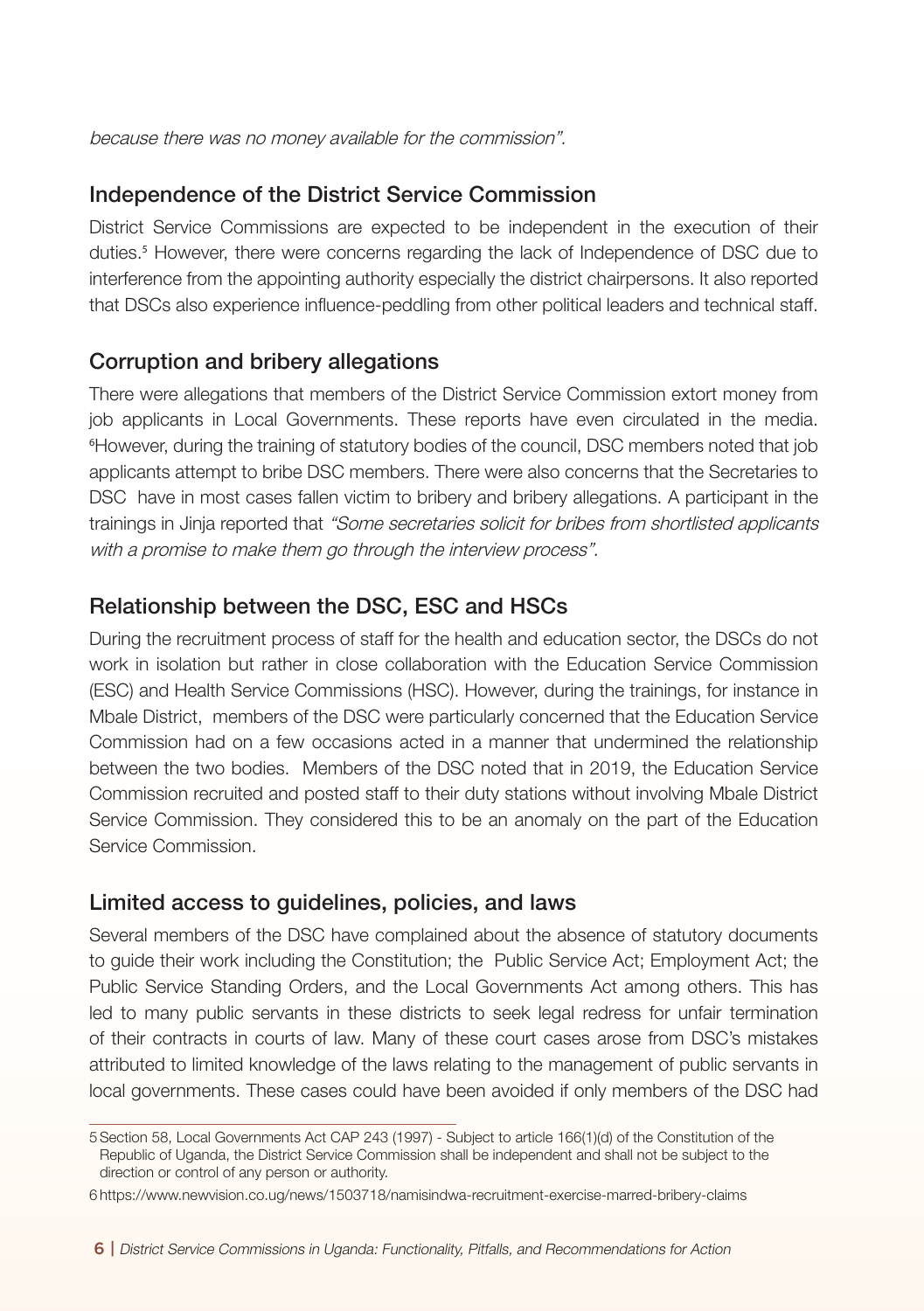*because there was no money available for the commission".*

## Independence of the District Service Commission

District Service Commissions are expected to be independent in the execution of their duties.[5] However, there were concerns regarding the lack of Independence of DSC due to interference from the appointing authority especially the district chairpersons. It also reported that DSCs also experience influence-peddling from other political leaders and technical staff.

## Corruption and bribery allegations

There were allegations that members of the District Service Commission extort money from job applicants in Local Governments. These reports have even circulated in the media. [6]However, during the training of statutory bodies of the council, DSC members noted that job applicants attempt to bribe DSC members. There were also concerns that the Secretaries to DSC have in most cases fallen victim to bribery and bribery allegations. A participant in the trainings in Jinja reported that *"Some secretaries solicit for bribes from shortlisted applicants with a promise to make them go through the interview process".*

## Relationship between the DSC, ESC and HSCs

During the recruitment process of staff for the health and education sector, the DSCs do not work in isolation but rather in close collaboration with the Education Service Commission (ESC) and Health Service Commissions (HSC). However, during the trainings, for instance in Mbale District, members of the DSC were particularly concerned that the Education Service Commission had on a few occasions acted in a manner that undermined the relationship between the two bodies. Members of the DSC noted that in 2019, the Education Service Commission recruited and posted staff to their duty stations without involving Mbale District Service Commission. They considered this to be an anomaly on the part of the Education Service Commission.

## Limited access to guidelines, policies, and laws

Several members of the DSC have complained about the absence of statutory documents to guide their work including the Constitution; the Public Service Act; Employment Act; the Public Service Standing Orders, and the Local Governments Act among others. This has led to many public servants in these districts to seek legal redress for unfair termination of their contracts in courts of law. Many of these court cases arose from DSC's mistakes attributed to limited knowledge of the laws relating to the management of public servants in local governments. These cases could have been avoided if only members of the DSC had

---

5 Section 58, Local Governments Act CAP 243 (1997) - Subject to article 166(1)(d) of the Constitution of the Republic of Uganda, the District Service Commission shall be independent and shall not be subject to the direction or control of any person or authority.

6 https://www.newvision.co.ug/news/1503718/namisindwa-recruitment-exercise-marred-bribery-claims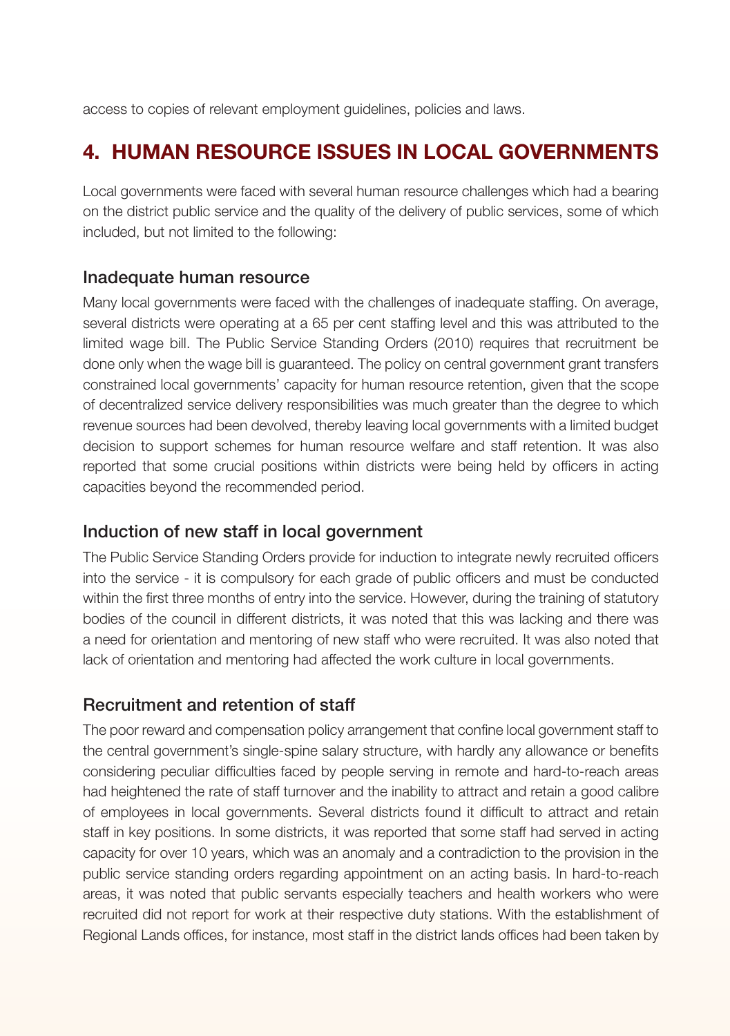access to copies of relevant employment guidelines, policies and laws.

## 4. HUMAN RESOURCE ISSUES IN LOCAL GOVERNMENTS

Local governments were faced with several human resource challenges which had a bearing on the district public service and the quality of the delivery of public services, some of which included, but not limited to the following:

### Inadequate human resource

Many local governments were faced with the challenges of inadequate staffing. On average, several districts were operating at a 65 per cent staffing level and this was attributed to the limited wage bill. The Public Service Standing Orders (2010) requires that recruitment be done only when the wage bill is guaranteed. The policy on central government grant transfers constrained local governments' capacity for human resource retention, given that the scope of decentralized service delivery responsibilities was much greater than the degree to which revenue sources had been devolved, thereby leaving local governments with a limited budget decision to support schemes for human resource welfare and staff retention. It was also reported that some crucial positions within districts were being held by officers in acting capacities beyond the recommended period.

### Induction of new staff in local government

The Public Service Standing Orders provide for induction to integrate newly recruited officers into the service - it is compulsory for each grade of public officers and must be conducted within the first three months of entry into the service. However, during the training of statutory bodies of the council in different districts, it was noted that this was lacking and there was a need for orientation and mentoring of new staff who were recruited. It was also noted that lack of orientation and mentoring had affected the work culture in local governments.

### Recruitment and retention of staff

The poor reward and compensation policy arrangement that confine local government staff to the central government's single-spine salary structure, with hardly any allowance or benefits considering peculiar difficulties faced by people serving in remote and hard-to-reach areas had heightened the rate of staff turnover and the inability to attract and retain a good calibre of employees in local governments. Several districts found it difficult to attract and retain staff in key positions. In some districts, it was reported that some staff had served in acting capacity for over 10 years, which was an anomaly and a contradiction to the provision in the public service standing orders regarding appointment on an acting basis. In hard-to-reach areas, it was noted that public servants especially teachers and health workers who were recruited did not report for work at their respective duty stations. With the establishment of Regional Lands offices, for instance, most staff in the district lands offices had been taken by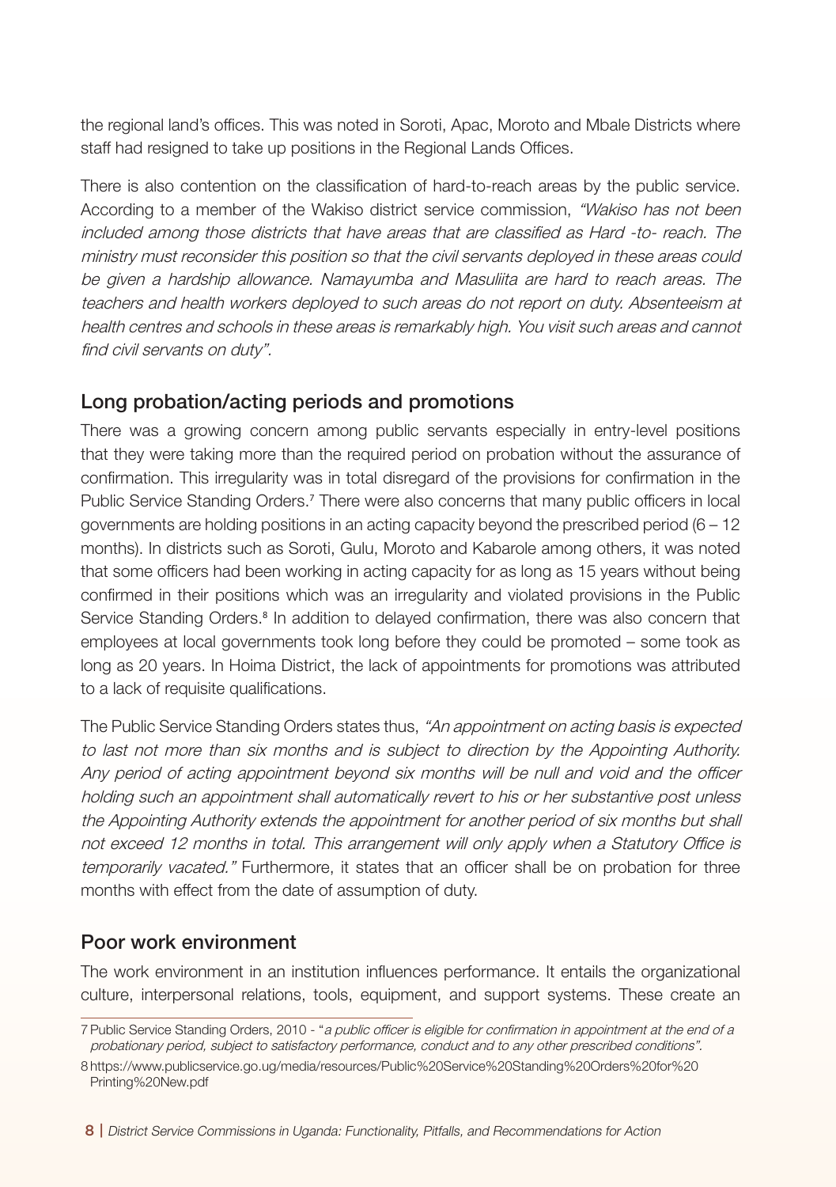the regional land's offices. This was noted in Soroti, Apac, Moroto and Mbale Districts where staff had resigned to take up positions in the Regional Lands Offices.

There is also contention on the classification of hard-to-reach areas by the public service. According to a member of the Wakiso district service commission, *"Wakiso has not been included among those districts that have areas that are classified as Hard -to- reach. The ministry must reconsider this position so that the civil servants deployed in these areas could be given a hardship allowance. Namayumba and Masuliita are hard to reach areas. The teachers and health workers deployed to such areas do not report on duty. Absenteeism at health centres and schools in these areas is remarkably high. You visit such areas and cannot find civil servants on duty".*

## Long probation/acting periods and promotions

There was a growing concern among public servants especially in entry-level positions that they were taking more than the required period on probation without the assurance of confirmation. This irregularity was in total disregard of the provisions for confirmation in the Public Service Standing Orders.[7] There were also concerns that many public officers in local governments are holding positions in an acting capacity beyond the prescribed period (6 – 12 months). In districts such as Soroti, Gulu, Moroto and Kabarole among others, it was noted that some officers had been working in acting capacity for as long as 15 years without being confirmed in their positions which was an irregularity and violated provisions in the Public Service Standing Orders.[8] In addition to delayed confirmation, there was also concern that employees at local governments took long before they could be promoted – some took as long as 20 years. In Hoima District, the lack of appointments for promotions was attributed to a lack of requisite qualifications.

The Public Service Standing Orders states thus, *"An appointment on acting basis is expected to last not more than six months and is subject to direction by the Appointing Authority. Any period of acting appointment beyond six months will be null and void and the officer holding such an appointment shall automatically revert to his or her substantive post unless the Appointing Authority extends the appointment for another period of six months but shall not exceed 12 months in total. This arrangement will only apply when a Statutory Office is temporarily vacated."* Furthermore, it states that an officer shall be on probation for three months with effect from the date of assumption of duty.

## Poor work environment

The work environment in an institution influences performance. It entails the organizational culture, interpersonal relations, tools, equipment, and support systems. These create an

---

7 Public Service Standing Orders, 2010 - "*a public officer is eligible for confirmation in appointment at the end of a probationary period, subject to satisfactory performance, conduct and to any other prescribed conditions".*

8 https://www.publicservice.go.ug/media/resources/Public%20Service%20Standing%20Orders%20for%20Printing%20New.pdf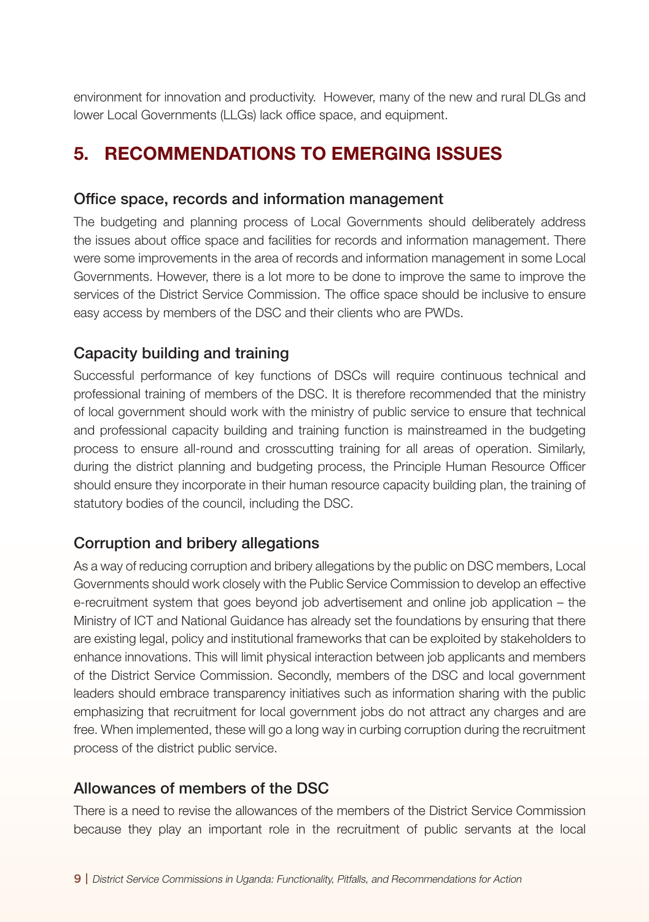environment for innovation and productivity. However, many of the new and rural DLGs and lower Local Governments (LLGs) lack office space, and equipment.

## 5. RECOMMENDATIONS TO EMERGING ISSUES

### Office space, records and information management

The budgeting and planning process of Local Governments should deliberately address the issues about office space and facilities for records and information management. There were some improvements in the area of records and information management in some Local Governments. However, there is a lot more to be done to improve the same to improve the services of the District Service Commission. The office space should be inclusive to ensure easy access by members of the DSC and their clients who are PWDs.

### Capacity building and training

Successful performance of key functions of DSCs will require continuous technical and professional training of members of the DSC. It is therefore recommended that the ministry of local government should work with the ministry of public service to ensure that technical and professional capacity building and training function is mainstreamed in the budgeting process to ensure all-round and crosscutting training for all areas of operation. Similarly, during the district planning and budgeting process, the Principle Human Resource Officer should ensure they incorporate in their human resource capacity building plan, the training of statutory bodies of the council, including the DSC.

### Corruption and bribery allegations

As a way of reducing corruption and bribery allegations by the public on DSC members, Local Governments should work closely with the Public Service Commission to develop an effective e-recruitment system that goes beyond job advertisement and online job application – the Ministry of ICT and National Guidance has already set the foundations by ensuring that there are existing legal, policy and institutional frameworks that can be exploited by stakeholders to enhance innovations. This will limit physical interaction between job applicants and members of the District Service Commission. Secondly, members of the DSC and local government leaders should embrace transparency initiatives such as information sharing with the public emphasizing that recruitment for local government jobs do not attract any charges and are free. When implemented, these will go a long way in curbing corruption during the recruitment process of the district public service.

### Allowances of members of the DSC

There is a need to revise the allowances of the members of the District Service Commission because they play an important role in the recruitment of public servants at the local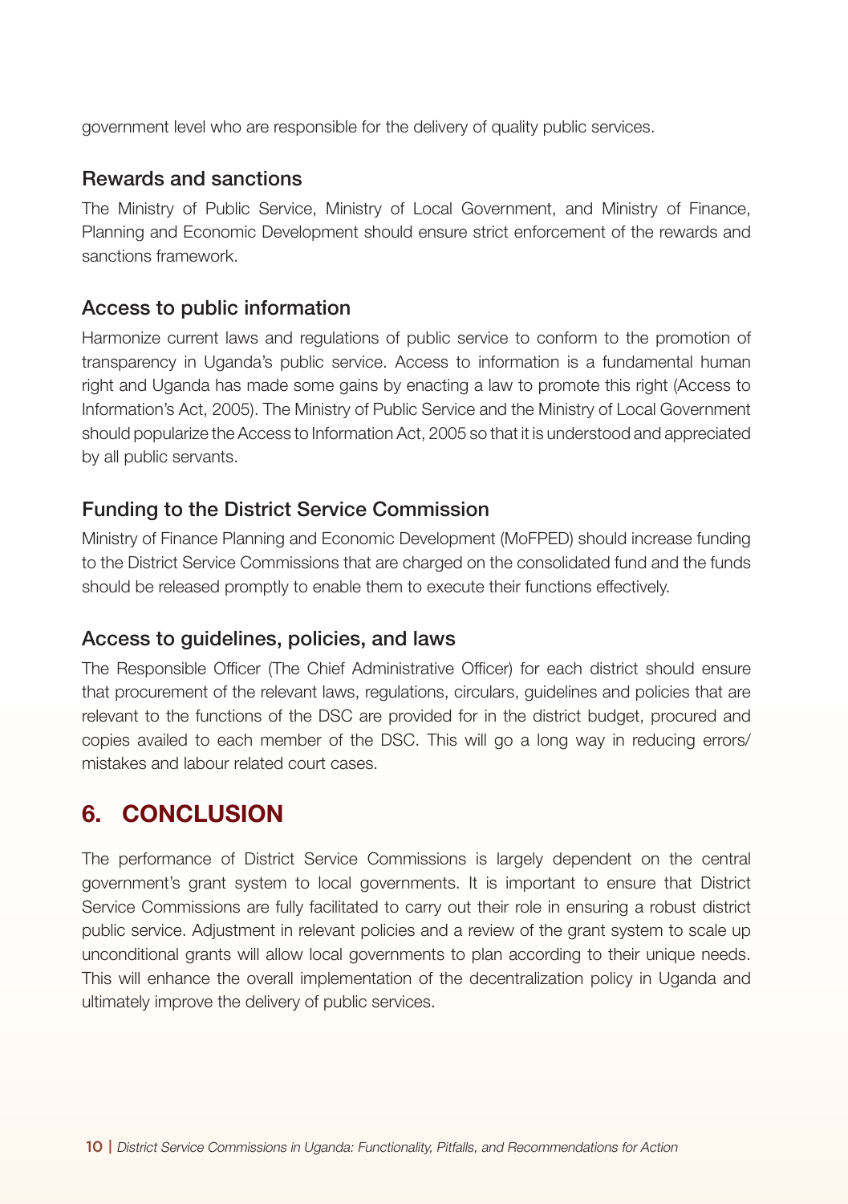government level who are responsible for the delivery of quality public services.

### Rewards and sanctions

The Ministry of Public Service, Ministry of Local Government, and Ministry of Finance, Planning and Economic Development should ensure strict enforcement of the rewards and sanctions framework.

### Access to public information

Harmonize current laws and regulations of public service to conform to the promotion of transparency in Uganda's public service. Access to information is a fundamental human right and Uganda has made some gains by enacting a law to promote this right (Access to Information's Act, 2005). The Ministry of Public Service and the Ministry of Local Government should popularize the Access to Information Act, 2005 so that it is understood and appreciated by all public servants.

### Funding to the District Service Commission

Ministry of Finance Planning and Economic Development (MoFPED) should increase funding to the District Service Commissions that are charged on the consolidated fund and the funds should be released promptly to enable them to execute their functions effectively.

### Access to guidelines, policies, and laws

The Responsible Officer (The Chief Administrative Officer) for each district should ensure that procurement of the relevant laws, regulations, circulars, guidelines and policies that are relevant to the functions of the DSC are provided for in the district budget, procured and copies availed to each member of the DSC. This will go a long way in reducing errors/ mistakes and labour related court cases.

## 6. CONCLUSION

The performance of District Service Commissions is largely dependent on the central government's grant system to local governments. It is important to ensure that District Service Commissions are fully facilitated to carry out their role in ensuring a robust district public service. Adjustment in relevant policies and a review of the grant system to scale up unconditional grants will allow local governments to plan according to their unique needs. This will enhance the overall implementation of the decentralization policy in Uganda and ultimately improve the delivery of public services.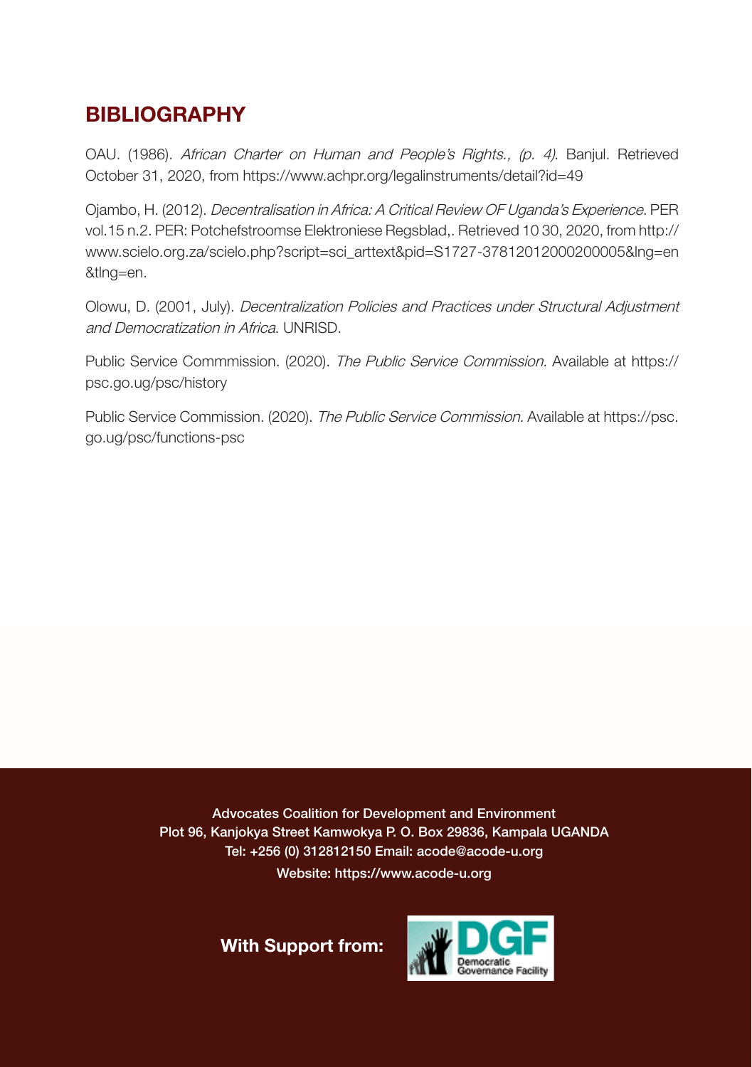## BIBLIOGRAPHY

OAU. (1986). *African Charter on Human and People's Rights., (p. 4)*. Banjul. Retrieved October 31, 2020, from https://www.achpr.org/legalinstruments/detail?id=49

Ojambo, H. (2012). *Decentralisation in Africa: A Critical Review OF Uganda's Experience.* PER vol.15 n.2. PER: Potchefstroomse Elektroniese Regsblad,. Retrieved 10 30, 2020, from http://www.scielo.org.za/scielo.php?script=sci_arttext&pid=S1727-37812012000200005&lng=en&tlng=en.

Olowu, D. (2001, July). *Decentralization Policies and Practices under Structural Adjustment and Democratization in Africa*. UNRISD.

Public Service Commmission. (2020). *The Public Service Commission.* Available at https://psc.go.ug/psc/history

Public Service Commission. (2020). *The Public Service Commission.* Available at https://psc.go.ug/psc/functions-psc

Advocates Coalition for Development and Environment
Plot 96, Kanjokya Street Kamwokya P. O. Box 29836, Kampala UGANDA
Tel: +256 (0) 312812150 Email: acode@acode-u.org
Website: https://www.acode-u.org

**With Support from:** DGF Democratic Governance Facility